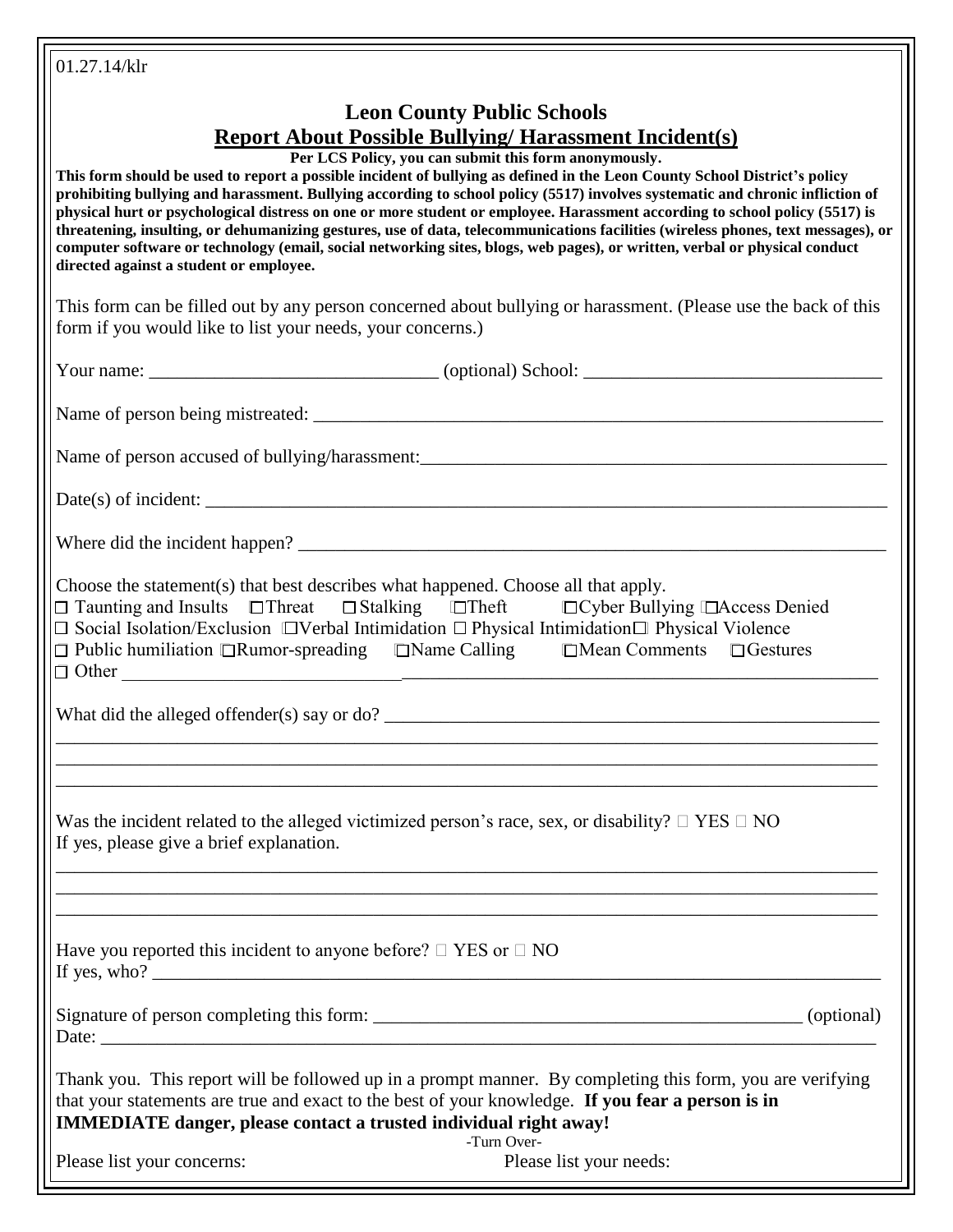01.27.14/klr

# Leon County Public Schools

## Report About Possible Bullying/ Harassment Incident(s)

**Per LCS Policy, you can submit this form anonymously.**

**This form should be used to report a possible incident of bullying as defined in the Leon County School District's policy prohibiting bullying and harassment. Bullying according to school policy (5517) involves systematic and chronic infliction of physical hurt or psychological distress on one or more student or employee. Harassment according to school policy (5517) is threatening, insulting, or dehumanizing gestures, use of data, telecommunications facilities (wireless phones, text messages), or computer software or technology (email, social networking sites, blogs, web pages), or written, verbal or physical conduct directed against a student or employee.**

This form can be filled out by any person concerned about bullying or harassment. (Please use the back of this form if you would like to list your needs, your concerns.)

Your name: ______________________________ (optional) School: ______________________________

Name of person being mistreated: ______________________________

Name of person accused of bullying/harassment: ______________________________

Date(s) of incident: ______________________________

Where did the incident happen? ______________________________

Choose the statement(s) that best describes what happened. Choose all that apply.

☐ Taunting and Insults ☐ Threat ☐ Stalking ☐ Theft ☐ Cyber Bullying ☐ Access Denied
☐ Social Isolation/Exclusion ☐ Verbal Intimidation ☐ Physical Intimidation ☐ Physical Violence
☐ Public humiliation ☐ Rumor-spreading ☐ Name Calling ☐ Mean Comments ☐ Gestures
☐ Other ______________________________

What did the alleged offender(s) say or do? ______________________________

______________________________

______________________________

______________________________

Was the incident related to the alleged victimized person's race, sex, or disability? ☐ YES ☐ NO
If yes, please give a brief explanation.

______________________________

______________________________

______________________________

Have you reported this incident to anyone before? ☐ YES or ☐ NO
If yes, who? ______________________________

Signature of person completing this form: ______________________________ (optional)
Date: ______________________________

Thank you. This report will be followed up in a prompt manner. By completing this form, you are verifying that your statements are true and exact to the best of your knowledge. **If you fear a person is in IMMEDIATE danger, please contact a trusted individual right away!**

-Turn Over-

Please list your concerns: Please list your needs: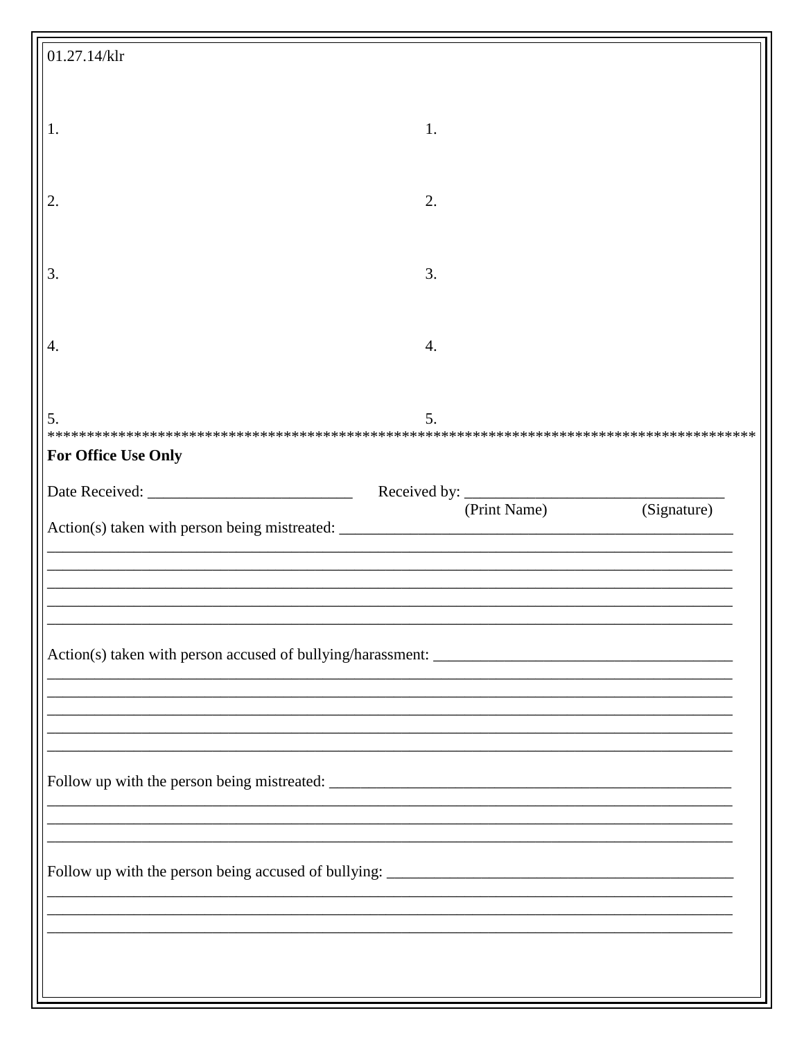01.27.14/klr

1.

2.

3.

4.

5.

1.

2.

3.

4.

5.

******************************************************************************************

**For Office Use Only**

Date Received: ___________________________ Received by: _________________________________

(Print Name) (Signature)

Action(s) taken with person being mistreated: ____________________________________________________

______________________________________________________________________________________

______________________________________________________________________________________

______________________________________________________________________________________

______________________________________________________________________________________

______________________________________________________________________________________

Action(s) taken with person accused of bullying/harassment: _________________________________________

______________________________________________________________________________________

______________________________________________________________________________________

______________________________________________________________________________________

______________________________________________________________________________________

______________________________________________________________________________________

Follow up with the person being mistreated: ______________________________________________________

______________________________________________________________________________________

______________________________________________________________________________________

______________________________________________________________________________________

Follow up with the person being accused of bullying: _______________________________________________

______________________________________________________________________________________

______________________________________________________________________________________

______________________________________________________________________________________